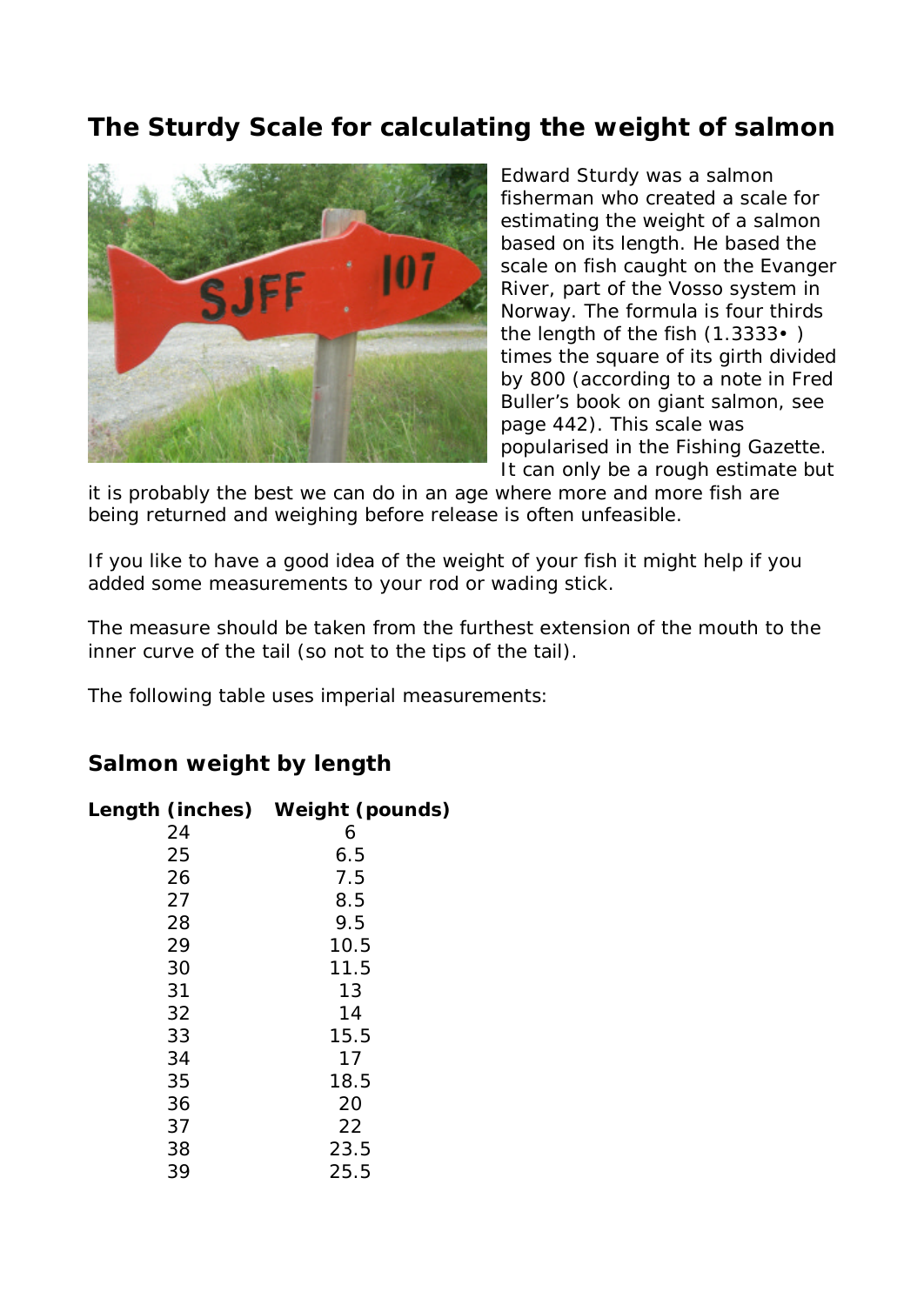## The Sturdy Scale for calculating the weight of salmon

Edward Sturdy was a salmon fisherman who created a scale for estimating the weight of a salmon based on its length. He based the scale on fish caught on the Evanger River, part of the Vosso system in Norway. The formula is four thirds the length of the fish (1.3333• ) times the square of its girth divided by 800 (according to a note in Fred Buller's book on giant salmon, see page 442). This scale was popularised in the Fishing Gazette. It can only be a rough estimate but it is probably the best we can do in an age where more and more fish are being returned and weighing before release is often unfeasible.

If you like to have a good idea of the weight of your fish it might help if you added some measurements to your rod or wading stick.

The measure should be taken from the furthest extension of the mouth to the inner curve of the tail (so not to the tips of the tail).

The following table uses imperial measurements:

### Salmon weight by length

| Length (inches) | Weight (pounds) |
|---|---|
| 24 | 6 |
| 25 | 6.5 |
| 26 | 7.5 |
| 27 | 8.5 |
| 28 | 9.5 |
| 29 | 10.5 |
| 30 | 11.5 |
| 31 | 13 |
| 32 | 14 |
| 33 | 15.5 |
| 34 | 17 |
| 35 | 18.5 |
| 36 | 20 |
| 37 | 22 |
| 38 | 23.5 |
| 39 | 25.5 |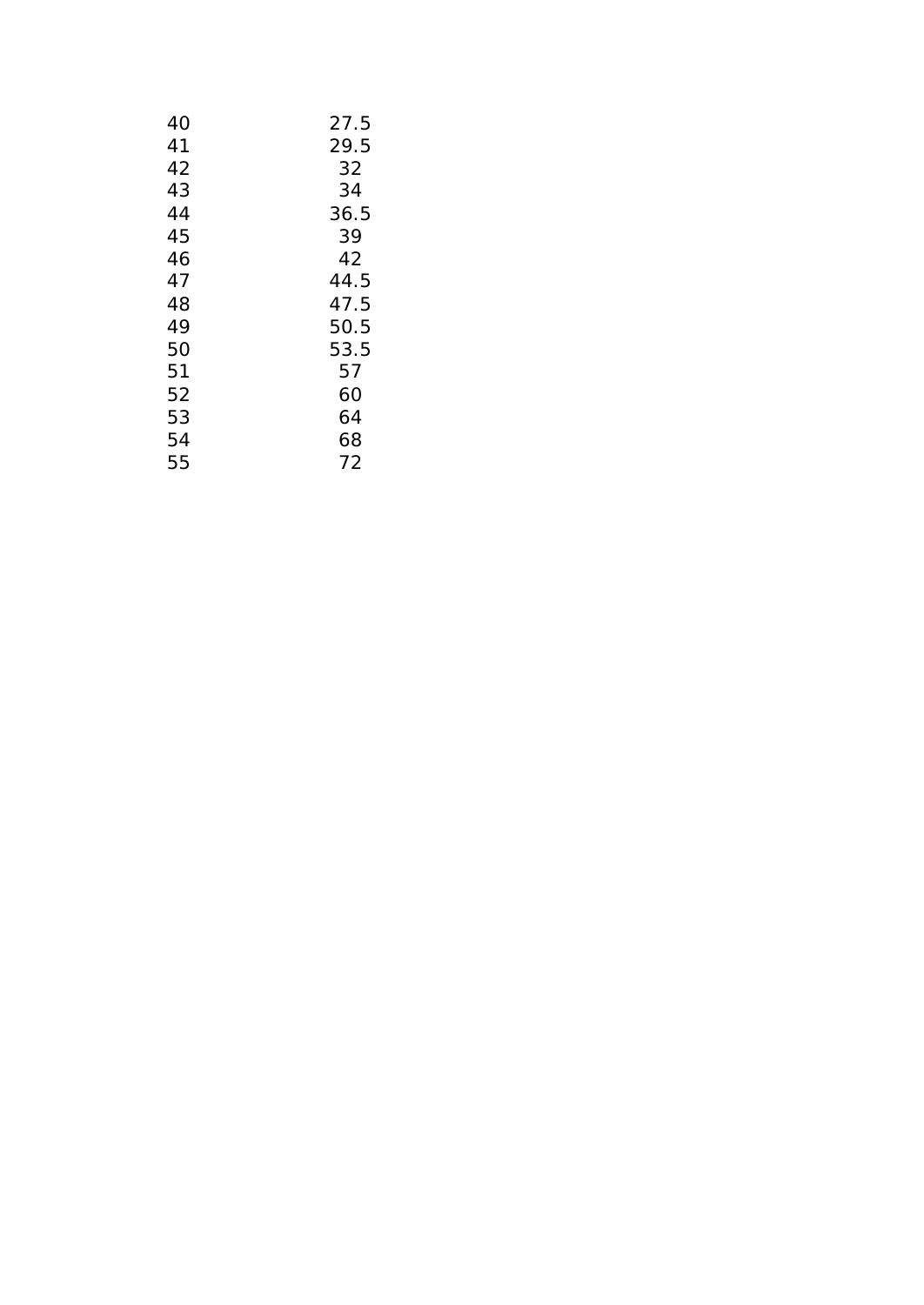| | |
|---|---|
| 40 | 27.5 |
| 41 | 29.5 |
| 42 | 32 |
| 43 | 34 |
| 44 | 36.5 |
| 45 | 39 |
| 46 | 42 |
| 47 | 44.5 |
| 48 | 47.5 |
| 49 | 50.5 |
| 50 | 53.5 |
| 51 | 57 |
| 52 | 60 |
| 53 | 64 |
| 54 | 68 |
| 55 | 72 |